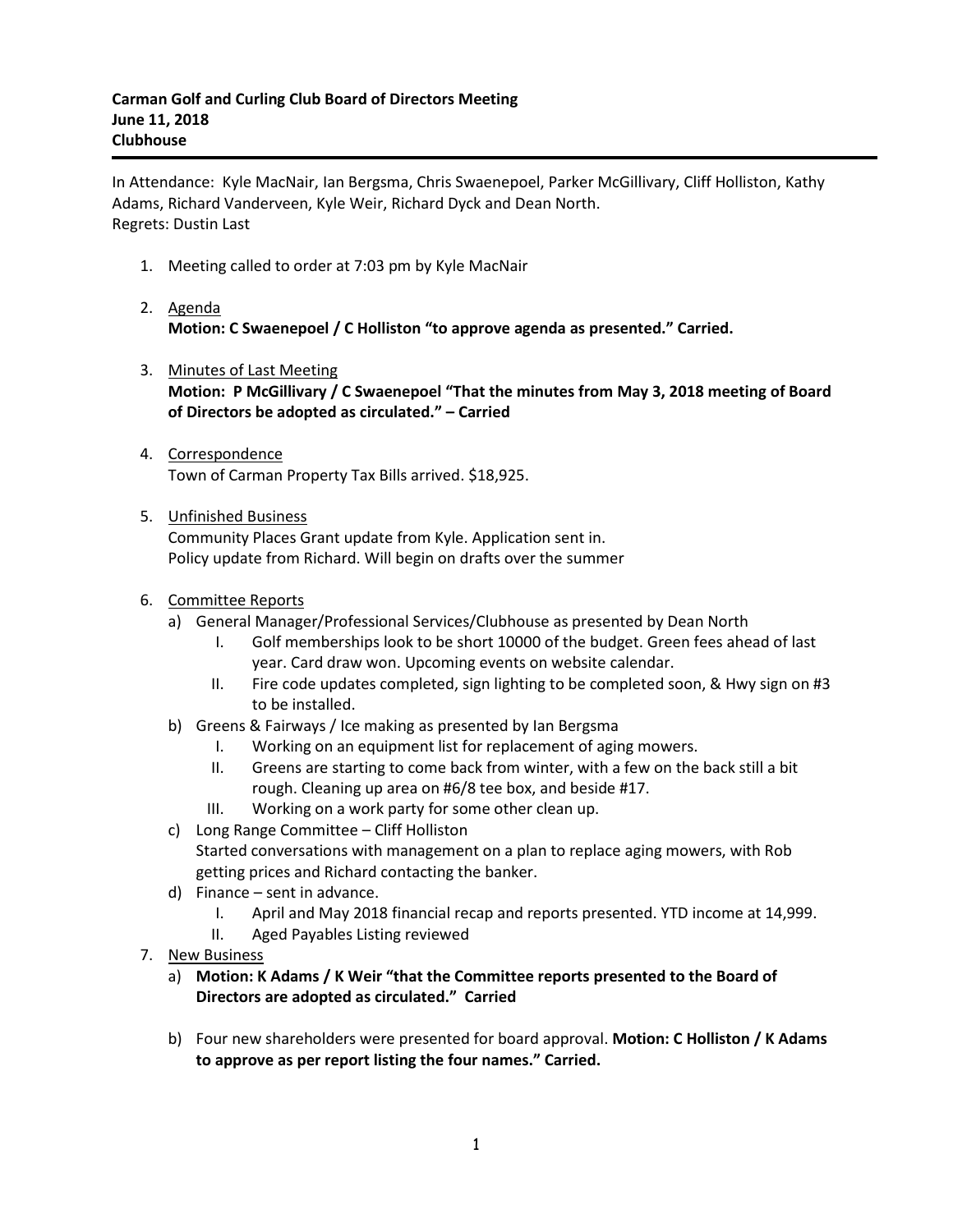**Carman Golf and Curling Club Board of Directors Meeting**
**June 11, 2018**
**Clubhouse**

---

In Attendance: Kyle MacNair, Ian Bergsma, Chris Swaenepoel, Parker McGillivary, Cliff Holliston, Kathy Adams, Richard Vanderveen, Kyle Weir, Richard Dyck and Dean North.
Regrets: Dustin Last

1. Meeting called to order at 7:03 pm by Kyle MacNair

2. Agenda
   **Motion: C Swaenepoel / C Holliston "to approve agenda as presented." Carried.**

3. Minutes of Last Meeting
   **Motion: P McGillivary / C Swaenepoel "That the minutes from May 3, 2018 meeting of Board of Directors be adopted as circulated." – Carried**

4. Correspondence
   Town of Carman Property Tax Bills arrived. $18,925.

5. Unfinished Business
   Community Places Grant update from Kyle. Application sent in.
   Policy update from Richard. Will begin on drafts over the summer

6. Committee Reports
   a) General Manager/Professional Services/Clubhouse as presented by Dean North
      I. Golf memberships look to be short 10000 of the budget. Green fees ahead of last year. Card draw won. Upcoming events on website calendar.
      II. Fire code updates completed, sign lighting to be completed soon, & Hwy sign on #3 to be installed.
   b) Greens & Fairways / Ice making as presented by Ian Bergsma
      I. Working on an equipment list for replacement of aging mowers.
      II. Greens are starting to come back from winter, with a few on the back still a bit rough. Cleaning up area on #6/8 tee box, and beside #17.
      III. Working on a work party for some other clean up.
   c) Long Range Committee – Cliff Holliston
      Started conversations with management on a plan to replace aging mowers, with Rob getting prices and Richard contacting the banker.
   d) Finance – sent in advance.
      I. April and May 2018 financial recap and reports presented. YTD income at 14,999.
      II. Aged Payables Listing reviewed

7. New Business
   a) **Motion: K Adams / K Weir "that the Committee reports presented to the Board of Directors are adopted as circulated." Carried**

   b) Four new shareholders were presented for board approval. **Motion: C Holliston / K Adams to approve as per report listing the four names." Carried.**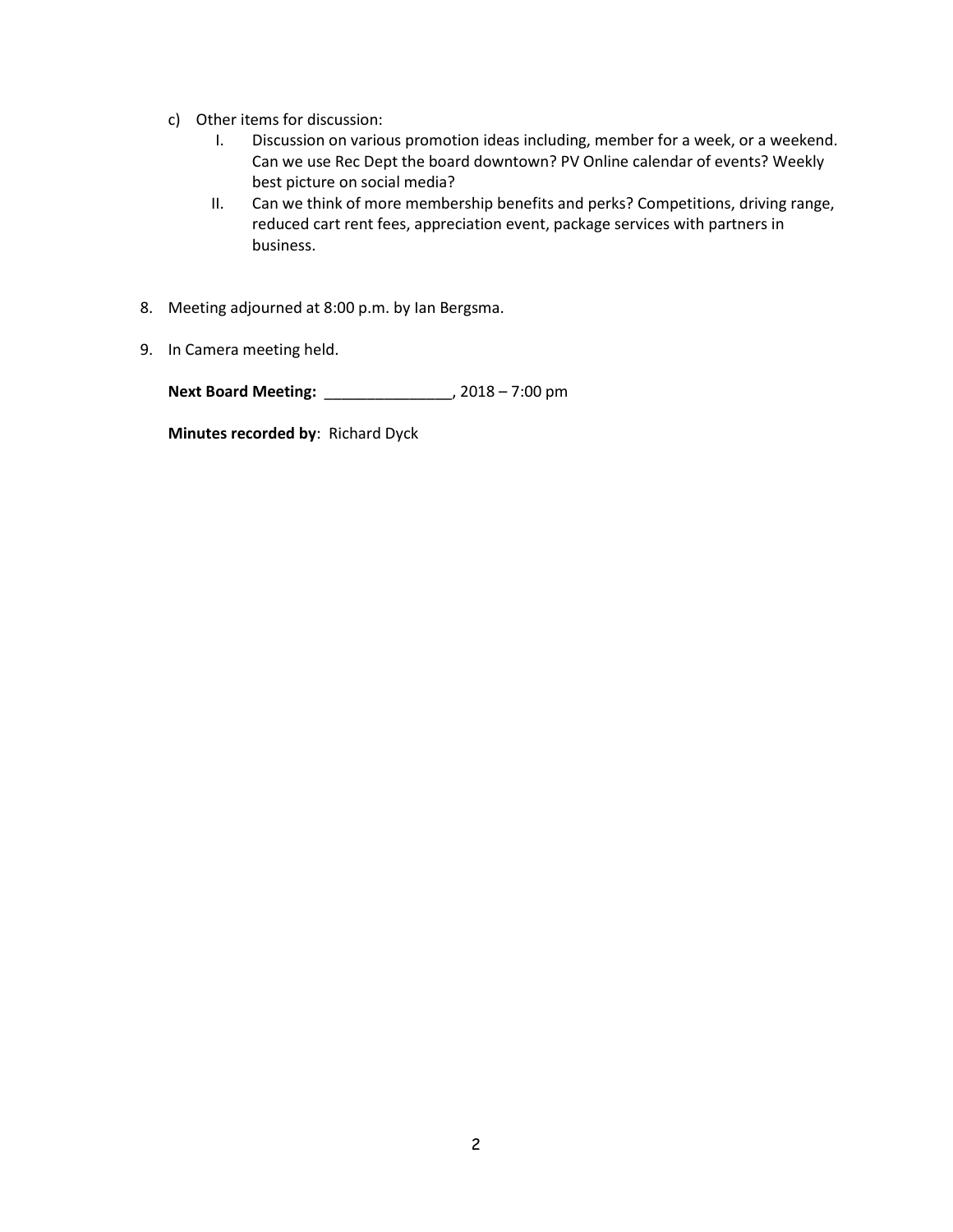c) Other items for discussion:

   I. Discussion on various promotion ideas including, member for a week, or a weekend. Can we use Rec Dept the board downtown? PV Online calendar of events? Weekly best picture on social media?

   II. Can we think of more membership benefits and perks? Competitions, driving range, reduced cart rent fees, appreciation event, package services with partners in business.

8. Meeting adjourned at 8:00 p.m. by Ian Bergsma.

9. In Camera meeting held.

   **Next Board Meeting:** _______________, 2018 – 7:00 pm

   **Minutes recorded by**: Richard Dyck